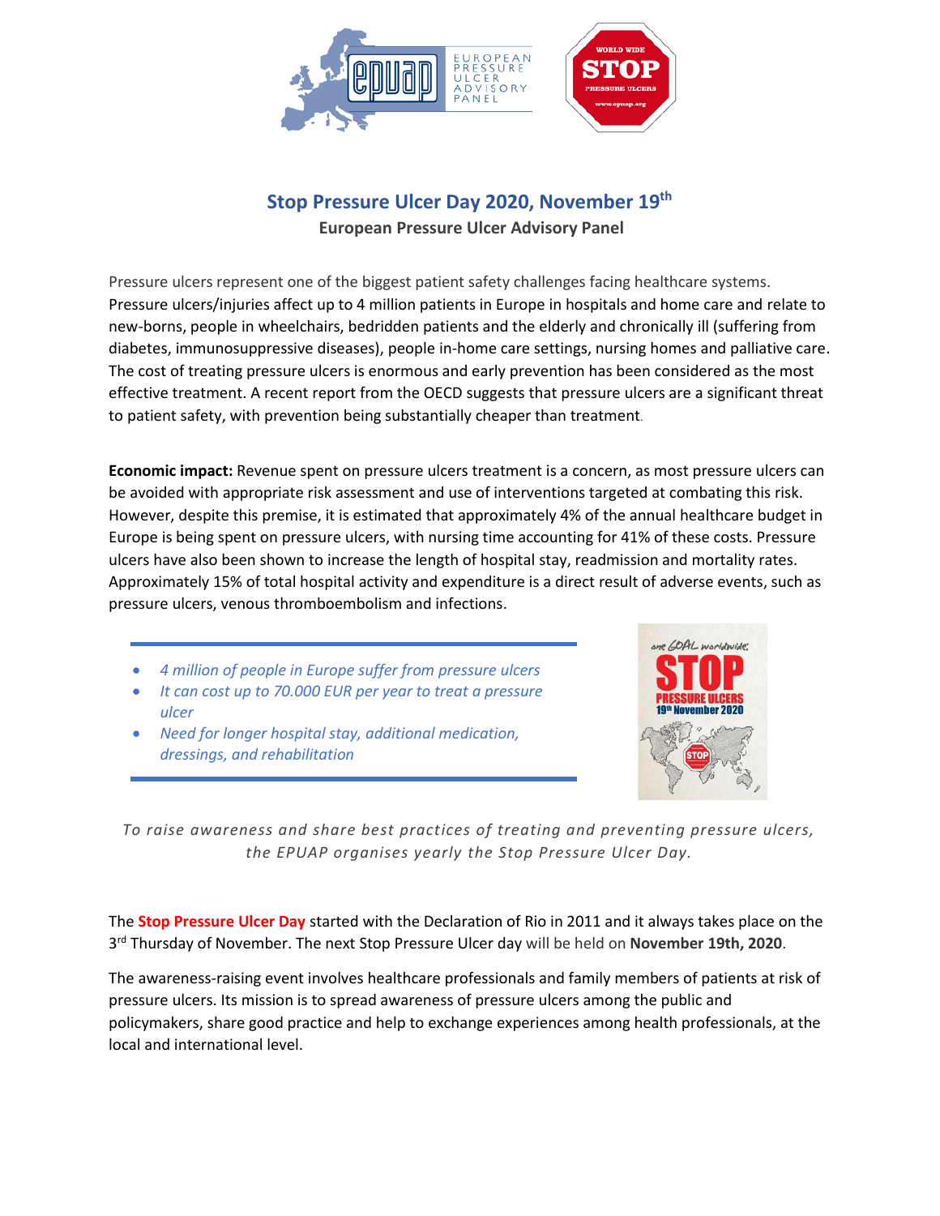# Stop Pressure Ulcer Day 2020, November 19th

**European Pressure Ulcer Advisory Panel**

Pressure ulcers represent one of the biggest patient safety challenges facing healthcare systems. Pressure ulcers/injuries affect up to 4 million patients in Europe in hospitals and home care and relate to new-borns, people in wheelchairs, bedridden patients and the elderly and chronically ill (suffering from diabetes, immunosuppressive diseases), people in-home care settings, nursing homes and palliative care. The cost of treating pressure ulcers is enormous and early prevention has been considered as the most effective treatment. A recent report from the OECD suggests that pressure ulcers are a significant threat to patient safety, with prevention being substantially cheaper than treatment.

**Economic impact:** Revenue spent on pressure ulcers treatment is a concern, as most pressure ulcers can be avoided with appropriate risk assessment and use of interventions targeted at combating this risk. However, despite this premise, it is estimated that approximately 4% of the annual healthcare budget in Europe is being spent on pressure ulcers, with nursing time accounting for 41% of these costs. Pressure ulcers have also been shown to increase the length of hospital stay, readmission and mortality rates. Approximately 15% of total hospital activity and expenditure is a direct result of adverse events, such as pressure ulcers, venous thromboembolism and infections.

- *4 million of people in Europe suffer from pressure ulcers*
- *It can cost up to 70.000 EUR per year to treat a pressure ulcer*
- *Need for longer hospital stay, additional medication, dressings, and rehabilitation*

*To raise awareness and share best practices of treating and preventing pressure ulcers, the EPUAP organises yearly the Stop Pressure Ulcer Day.*

The **Stop Pressure Ulcer Day** started with the Declaration of Rio in 2011 and it always takes place on the 3rd Thursday of November. The next Stop Pressure Ulcer day will be held on **November 19th, 2020**.

The awareness-raising event involves healthcare professionals and family members of patients at risk of pressure ulcers. Its mission is to spread awareness of pressure ulcers among the public and policymakers, share good practice and help to exchange experiences among health professionals, at the local and international level.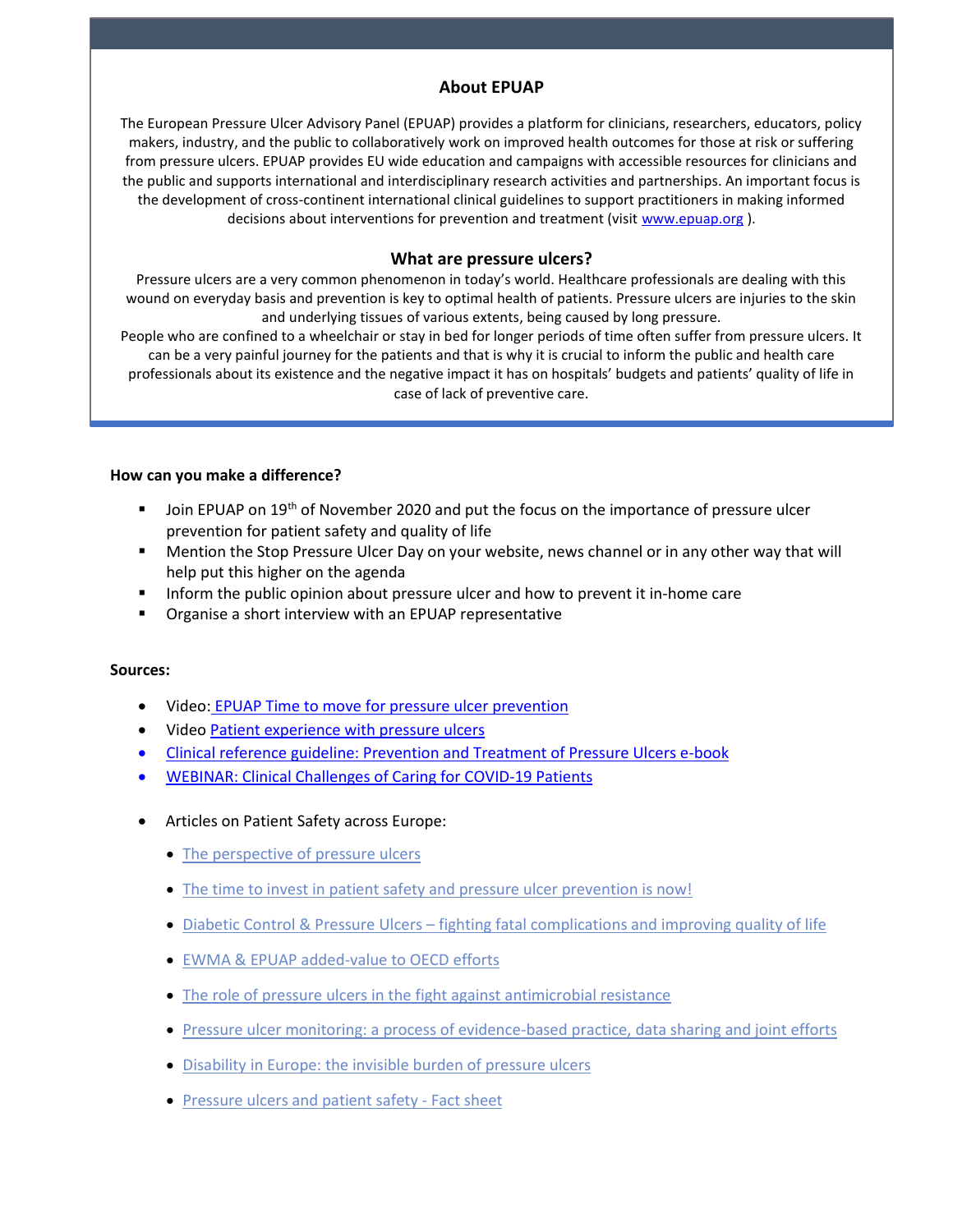## About EPUAP

The European Pressure Ulcer Advisory Panel (EPUAP) provides a platform for clinicians, researchers, educators, policy makers, industry, and the public to collaboratively work on improved health outcomes for those at risk or suffering from pressure ulcers. EPUAP provides EU wide education and campaigns with accessible resources for clinicians and the public and supports international and interdisciplinary research activities and partnerships. An important focus is the development of cross-continent international clinical guidelines to support practitioners in making informed decisions about interventions for prevention and treatment (visit [www.epuap.org](www.epuap.org) ).

## What are pressure ulcers?

Pressure ulcers are a very common phenomenon in today's world. Healthcare professionals are dealing with this wound on everyday basis and prevention is key to optimal health of patients. Pressure ulcers are injuries to the skin and underlying tissues of various extents, being caused by long pressure.

People who are confined to a wheelchair or stay in bed for longer periods of time often suffer from pressure ulcers. It can be a very painful journey for the patients and that is why it is crucial to inform the public and health care professionals about its existence and the negative impact it has on hospitals' budgets and patients' quality of life in case of lack of preventive care.

**How can you make a difference?**

- Join EPUAP on 19th of November 2020 and put the focus on the importance of pressure ulcer prevention for patient safety and quality of life
- Mention the Stop Pressure Ulcer Day on your website, news channel or in any other way that will help put this higher on the agenda
- Inform the public opinion about pressure ulcer and how to prevent it in-home care
- Organise a short interview with an EPUAP representative

**Sources:**

- Video: EPUAP Time to move for pressure ulcer prevention
- Video Patient experience with pressure ulcers
- Clinical reference guideline: Prevention and Treatment of Pressure Ulcers e-book
- WEBINAR: Clinical Challenges of Caring for COVID-19 Patients
- Articles on Patient Safety across Europe:
  - The perspective of pressure ulcers
  - The time to invest in patient safety and pressure ulcer prevention is now!
  - Diabetic Control & Pressure Ulcers – fighting fatal complications and improving quality of life
  - EWMA & EPUAP added-value to OECD efforts
  - The role of pressure ulcers in the fight against antimicrobial resistance
  - Pressure ulcer monitoring: a process of evidence-based practice, data sharing and joint efforts
  - Disability in Europe: the invisible burden of pressure ulcers
  - Pressure ulcers and patient safety - Fact sheet